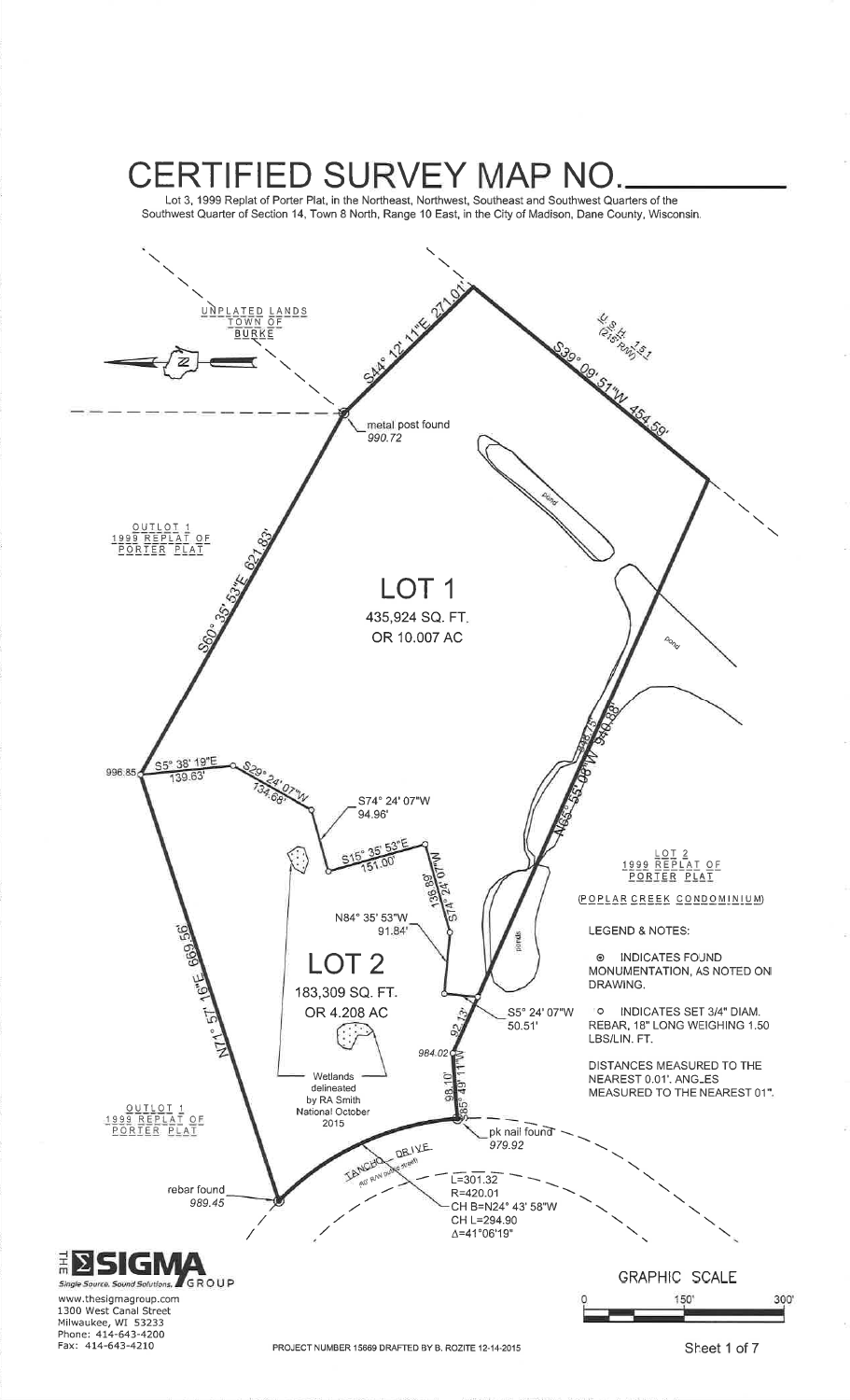# CERTIFIED SURVEY MAP NO.________

Lot 3, 1999 Replat of Porter Plat, in the Northeast, Northwest, Southeast and Southwest Quarters of the Southwest Quarter of Section 14, Town 8 North, Range 10 East, in the City of Madison, Dane County, Wisconsin.

UNPLATED LANDS TOWN OF BURKE

U.S.H. 151 (215' R/W)

S44° 12' 11"E 271.01'

S39° 09' 51"W 454.59'

metal post found 990.72

pond

OUTLOT 1 1999 REPLAT OF PORTER PLAT

S60° 35' 53"E 621.83'

**LOT 1**

435,924 SQ. FT.
OR 10.007 AC

pond

N65° 55' 08"W 340.88'

396.75'

996.85

S5° 38' 19"E 139.63'

S29° 24' 07"W 134.68'

S74° 24' 07"W 94.96'

S15° 35' 53"E 151.00'

S74° 24' 07"W 136.89'

LOT 2 1999 REPLAT OF PORTER PLAT

(POPLAR CREEK CONDOMINIUM)

N84° 35' 53"W 91.84'

ponds

N71° 57' 16"E 669.56'

**LOT 2**

183,309 SQ. FT.
OR 4.208 AC

S5° 24' 07"W 50.51'

92.13'

984.02

Wetlands delineated by RA Smith National October 2015

98.10'

S85° 49' 11"W

pk nail found 979.92

OUTLOT 1 1999 REPLAT OF PORTER PLAT

TANCHO DRIVE (60' R/W public street)

rebar found 989.45

L=301.32
R=420.01
CH B=N24° 43' 58"W
CH L=294.90
Δ=41°06'19"

**LEGEND & NOTES:**

⊛ INDICATES FOUND MONUMENTATION, AS NOTED ON DRAWING.

○ INDICATES SET 3/4" DIAM. REBAR, 18" LONG WEIGHING 1.50 LBS/LIN. FT.

DISTANCES MEASURED TO THE NEAREST 0.01'. ANGLES MEASURED TO THE NEAREST 01".

GRAPHIC SCALE

0 150' 300'

THE SIGMA GROUP
Single Source. Sound Solutions.
www.thesigmagroup.com
1300 West Canal Street
Milwaukee, WI 53233
Phone: 414-643-4200
Fax: 414-643-4210

PROJECT NUMBER 15669 DRAFTED BY B. ROZITE 12-14-2015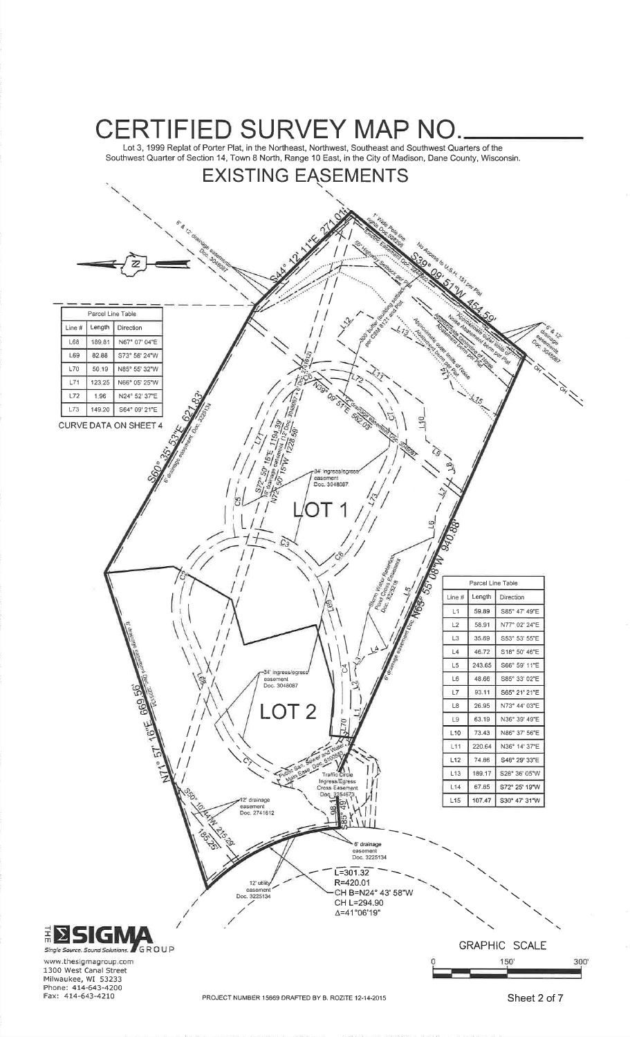# CERTIFIED SURVEY MAP NO.________

Lot 3, 1999 Replat of Porter Plat, in the Northeast, Northwest, Southeast and Southwest Quarters of the Southwest Quarter of Section 14, Town 8 North, Range 10 East, in the City of Madison, Dane County, Wisconsin.

## EXISTING EASEMENTS

| Parcel Line Table | | |
|---|---|---|
| Line # | Length | Direction |
| L68 | 189.81 | N67° 07' 04"E |
| L69 | 82.88 | S73° 56' 24"W |
| L70 | 50.19 | N85° 55' 32"W |
| L71 | 123.25 | N66° 05' 25"W |
| L72 | 1.96 | N24° 52' 37"E |
| L73 | 149.20 | S64° 09' 21"E |

CURVE DATA ON SHEET 4

| Parcel Line Table | | |
|---|---|---|
| Line # | Length | Direction |
| L1 | 59.89 | S85° 47' 49"E |
| L2 | 58.91 | N77° 02' 24"E |
| L3 | 35.69 | S53° 53' 55"E |
| L4 | 46.72 | S16° 50' 46"E |
| L5 | 243.65 | S66° 59' 11"E |
| L6 | 48.66 | S85° 33' 02"E |
| L7 | 93.11 | S65° 21' 21"E |
| L8 | 26.95 | N73° 44' 03"E |
| L9 | 63.19 | N36° 39' 49"E |
| L10 | 73.43 | N86° 37' 56"E |
| L11 | 220.64 | N36° 14' 37"E |
| L12 | 74.86 | S46° 29' 33"E |
| L13 | 189.17 | S28° 36' 05"W |
| L14 | 67.85 | S72° 25' 19"W |
| L15 | 107.47 | S30° 47' 31"W |

LOT 1

LOT 2

S44° 12' 11"E 271.01'

S39° 09' 51"W 454.59'

S60° 35' 53"E 621.83'

N65° 55' 08"W 940.88'

N71° 57' 16"E 669.56'

S50° 10' 44"W 215.29'

185.25'

S85° 49' 98.1'

N39° 09' 51"E 562.03'

S72° 50' 15"E 1194.39'

N72° 50' 15"W 1228.59'

L=301.32
R=420.01
CH B=N24° 43' 58"W
CH L=294.90
Δ=41°06'19"

6' & 12' drainage easements Doc. 3048087

1' Wide Pole line rights Doc. 826896

Electric Easement Doc. 2276367

50' Highway Setback per Plat

No Access to U.S.H. 151 per Plat

300' buffer building setback per CSM 8121 and Plat

Approximate outer limits of Noise Easement berm per Plat

Approximate outer limits of Noise Easement berm per Plat

6' & 12' drainage easements Doc. 3048087

6' drainage easement Doc. 3225134

12' drainage easement (12' Doc. 2741612)

34' ingress/egress easement Doc. 3048087

Storm Water Retention Pond Cross Easement Doc. 3225218

6' drainage easement Doc. 3225134

6' drainage easement Doc. 3225134

34' ingress/egress easement Doc. 3048087

Public San. Sewer and Water Main Ease. Doc. 5100557

Traffic Circle Ingress/Egress Cross Easement Doc. 3254673

12' drainage easement Doc. 2741612

6' drainage easement Doc. 3225134

12' utility easement Doc. 3225134

GRAPHIC SCALE
0 150' 300'

THE SIGMA GROUP
Single Source. Sound Solutions.
www.thesigmagroup.com
1300 West Canal Street
Milwaukee, WI 53233
Phone: 414-643-4200
Fax: 414-643-4210

PROJECT NUMBER 15669 DRAFTED BY B. ROZITE 12-14-2015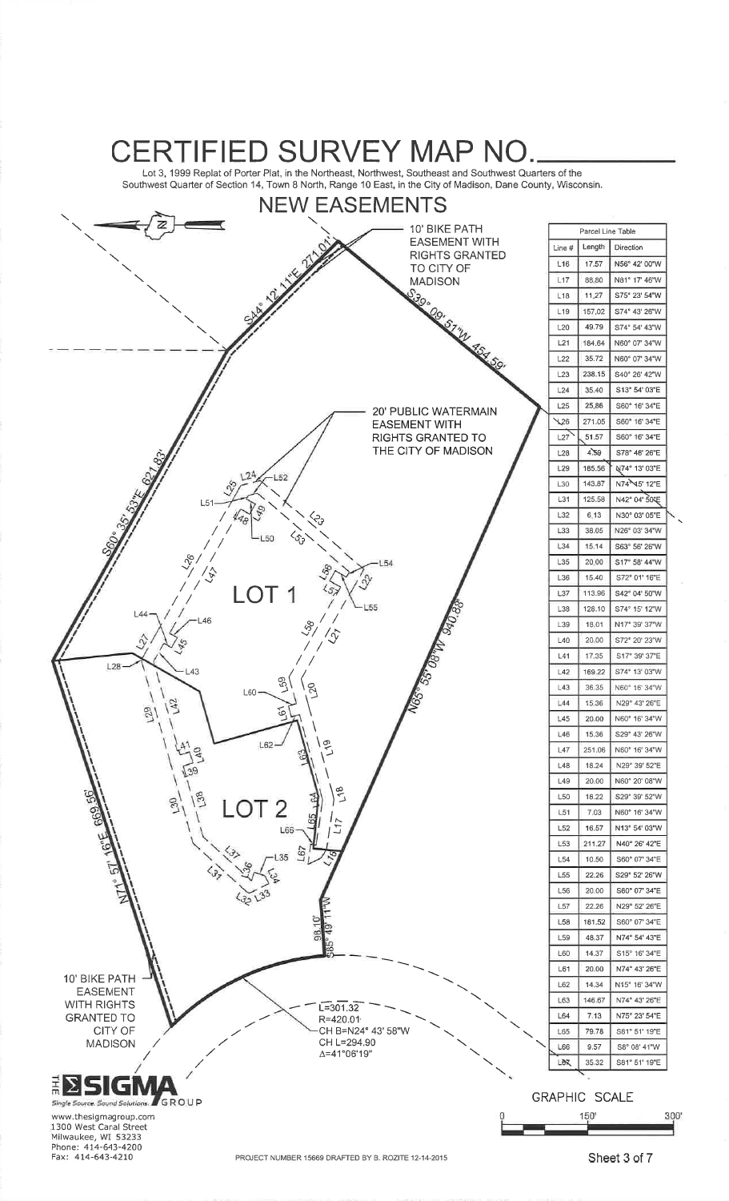# CERTIFIED SURVEY MAP NO.________

Lot 3, 1999 Replat of Porter Plat, in the Northeast, Northwest, Southeast and Southwest Quarters of the Southwest Quarter of Section 14, Town 8 North, Range 10 East, in the City of Madison, Dane County, Wisconsin.

## NEW EASEMENTS

10' BIKE PATH EASEMENT WITH RIGHTS GRANTED TO CITY OF MADISON

20' PUBLIC WATERMAIN EASEMENT WITH RIGHTS GRANTED TO THE CITY OF MADISON

10' BIKE PATH EASEMENT WITH RIGHTS GRANTED TO CITY OF MADISON

S44° 12' 11"E 271.01'

S39° 09' 51"W 454.59'

S60° 35' 53"E 621.83'

N65° 55' 08"W 940.88'

N71° 57' 16"E 669.56'

S85° 49' 11"W 98.10'

L=301.32
R=420.01
CH B=N24° 43' 58"W
CH L=294.90
Δ=41°06'19"

LOT 1

LOT 2

| Parcel Line Table | | |
|---|---|---|
| Line # | Length | Direction |
| L16 | 17.57 | N56° 42' 00"W |
| L17 | 88.80 | N81° 17' 46"W |
| L18 | 11.27 | S75° 23' 54"W |
| L19 | 157.02 | S74° 43' 26"W |
| L20 | 49.79 | S74° 54' 43"W |
| L21 | 184.64 | N60° 07' 34"W |
| L22 | 35.72 | N60° 07' 34"W |
| L23 | 238.15 | S40° 26' 42"W |
| L24 | 35.40 | S13° 54' 03"E |
| L25 | 25.86 | S60° 16' 34"E |
| L26 | 271.05 | S60° 16' 34"E |
| L27 | 51.57 | S60° 16' 34"E |
| L28 | 4.59 | S78° 48' 26"E |
| L29 | 185.56 | N74° 13' 03"E |
| L30 | 143.87 | N74° 15' 12"E |
| L31 | 125.58 | N42° 04' 50"E |
| L32 | 6.13 | N30° 03' 05"E |
| L33 | 38.05 | N26° 03' 34"W |
| L34 | 15.14 | S63° 56' 26"W |
| L35 | 20.00 | S17° 58' 44"W |
| L36 | 15.40 | S72° 01' 16"E |
| L37 | 113.96 | S42° 04' 50"W |
| L38 | 128.10 | S74° 15' 12"W |
| L39 | 18.01 | N17° 39' 37"W |
| L40 | 20.00 | S72° 20' 23"W |
| L41 | 17.35 | S17° 39' 37"E |
| L42 | 169.22 | S74° 13' 03"W |
| L43 | 36.35 | N60° 16' 34"W |
| L44 | 15.36 | N29° 43' 26"E |
| L45 | 20.00 | N60° 16' 34"W |
| L46 | 15.36 | S29° 43' 26"W |
| L47 | 251.06 | N60° 16' 34"W |
| L48 | 18.24 | N29° 39' 52"E |
| L49 | 20.00 | N60° 20' 08"W |
| L50 | 18.22 | S29° 39' 52"W |
| L51 | 7.03 | N60° 16' 34"W |
| L52 | 16.57 | N13° 54' 03"W |
| L53 | 211.27 | N40° 26' 42"E |
| L54 | 10.50 | S60° 07' 34"E |
| L55 | 22.26 | S29° 52' 26"W |
| L56 | 20.00 | S60° 07' 34"E |
| L57 | 22.26 | N29° 52' 26"E |
| L58 | 161.52 | S60° 07' 34"E |
| L59 | 48.37 | N74° 54' 43"E |
| L60 | 14.37 | S15° 16' 34"E |
| L61 | 20.00 | N74° 43' 26"E |
| L62 | 14.34 | N15° 16' 34"W |
| L63 | 146.67 | N74° 43' 26"E |
| L64 | 7.13 | N75° 23' 54"E |
| L65 | 79.78 | S81° 51' 19"E |
| L66 | 9.57 | S8° 08' 41"W |
| L67 | 35.32 | S81° 51' 19"E |

GRAPHIC SCALE
0 150' 300'

THE SIGMA GROUP
Single Source. Sound Solutions.
www.thesigmagroup.com
1300 West Canal Street
Milwaukee, WI 53233
Phone: 414-643-4200
Fax: 414-643-4210

PROJECT NUMBER 15669 DRAFTED BY B. ROZITE 12-14-2015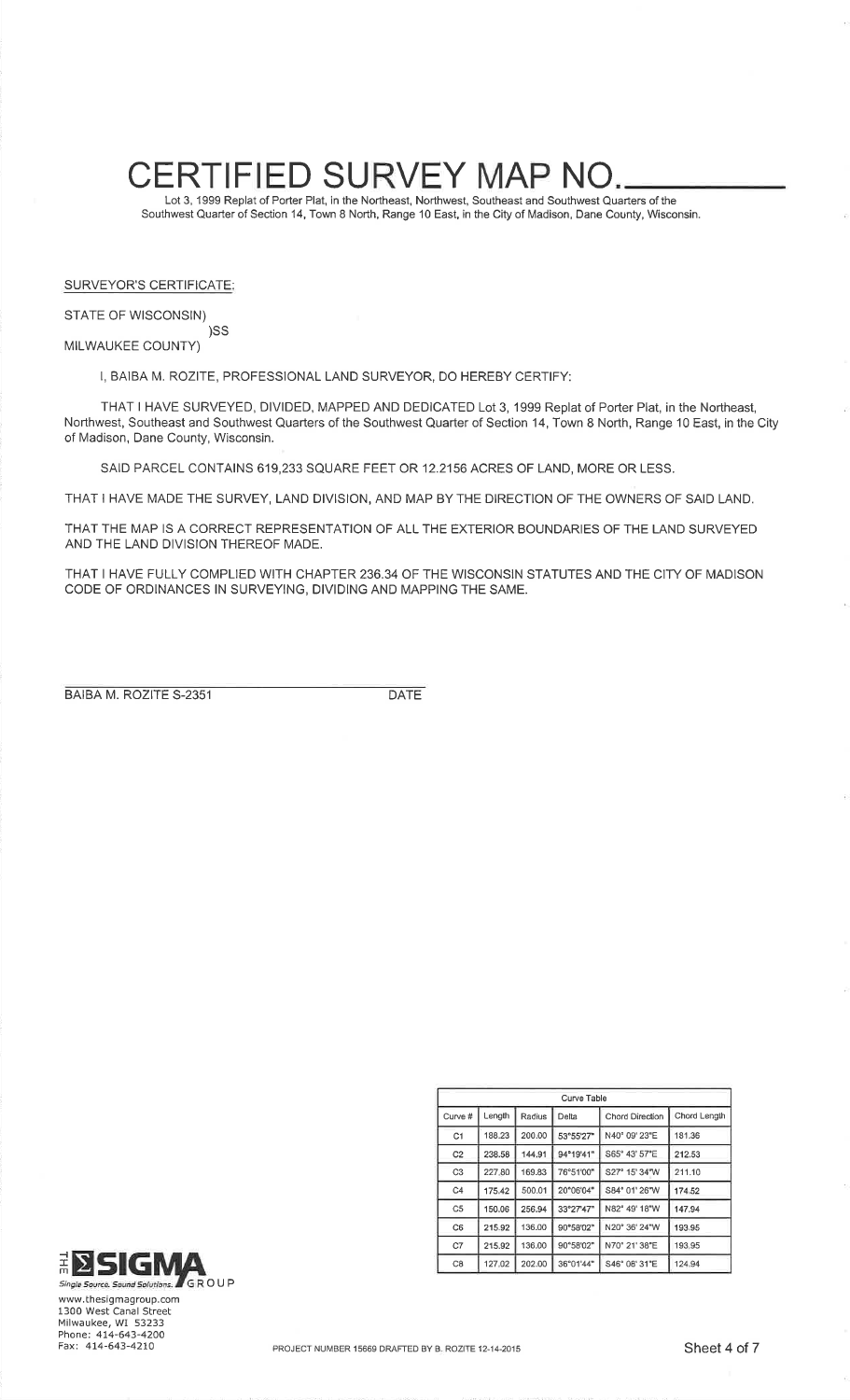# CERTIFIED SURVEY MAP NO.\_\_\_\_\_\_\_\_\_\_

Lot 3, 1999 Replat of Porter Plat, in the Northeast, Northwest, Southeast and Southwest Quarters of the Southwest Quarter of Section 14, Town 8 North, Range 10 East, in the City of Madison, Dane County, Wisconsin.

SURVEYOR'S CERTIFICATE:

STATE OF WISCONSIN)
)SS
MILWAUKEE COUNTY)

I, BAIBA M. ROZITE, PROFESSIONAL LAND SURVEYOR, DO HEREBY CERTIFY:

THAT I HAVE SURVEYED, DIVIDED, MAPPED AND DEDICATED Lot 3, 1999 Replat of Porter Plat, in the Northeast, Northwest, Southeast and Southwest Quarters of the Southwest Quarter of Section 14, Town 8 North, Range 10 East, in the City of Madison, Dane County, Wisconsin.

SAID PARCEL CONTAINS 619,233 SQUARE FEET OR 12.2156 ACRES OF LAND, MORE OR LESS.

THAT I HAVE MADE THE SURVEY, LAND DIVISION, AND MAP BY THE DIRECTION OF THE OWNERS OF SAID LAND.

THAT THE MAP IS A CORRECT REPRESENTATION OF ALL THE EXTERIOR BOUNDARIES OF THE LAND SURVEYED AND THE LAND DIVISION THEREOF MADE.

THAT I HAVE FULLY COMPLIED WITH CHAPTER 236.34 OF THE WISCONSIN STATUTES AND THE CITY OF MADISON CODE OF ORDINANCES IN SURVEYING, DIVIDING AND MAPPING THE SAME.

BAIBA M. ROZITE S-2351 DATE

| Curve Table | | | | | |
|---|---|---|---|---|---|
| Curve # | Length | Radius | Delta | Chord Direction | Chord Length |
| C1 | 188.23 | 200.00 | 53°55'27" | N40° 09' 23"E | 181.36 |
| C2 | 238.58 | 144.91 | 94°19'41" | S65° 43' 57"E | 212.53 |
| C3 | 227.80 | 169.83 | 76°51'00" | S27° 15' 34"W | 211.10 |
| C4 | 175.42 | 500.01 | 20°06'04" | S84° 01' 26"W | 174.52 |
| C5 | 150.06 | 256.94 | 33°27'47" | N82° 49' 18"W | 147.94 |
| C6 | 215.92 | 136.00 | 90°58'02" | N20° 36' 24"W | 193.95 |
| C7 | 215.92 | 136.00 | 90°58'02" | N70° 21' 38"E | 193.95 |
| C8 | 127.02 | 202.00 | 36°01'44" | S46° 06' 31"E | 124.94 |

THE SIGMA GROUP
Single Source. Sound Solutions.
www.thesigmagroup.com
1300 West Canal Street
Milwaukee, WI 53233
Phone: 414-643-4200
Fax: 414-643-4210

PROJECT NUMBER 15669 DRAFTED BY B. ROZITE 12-14-2015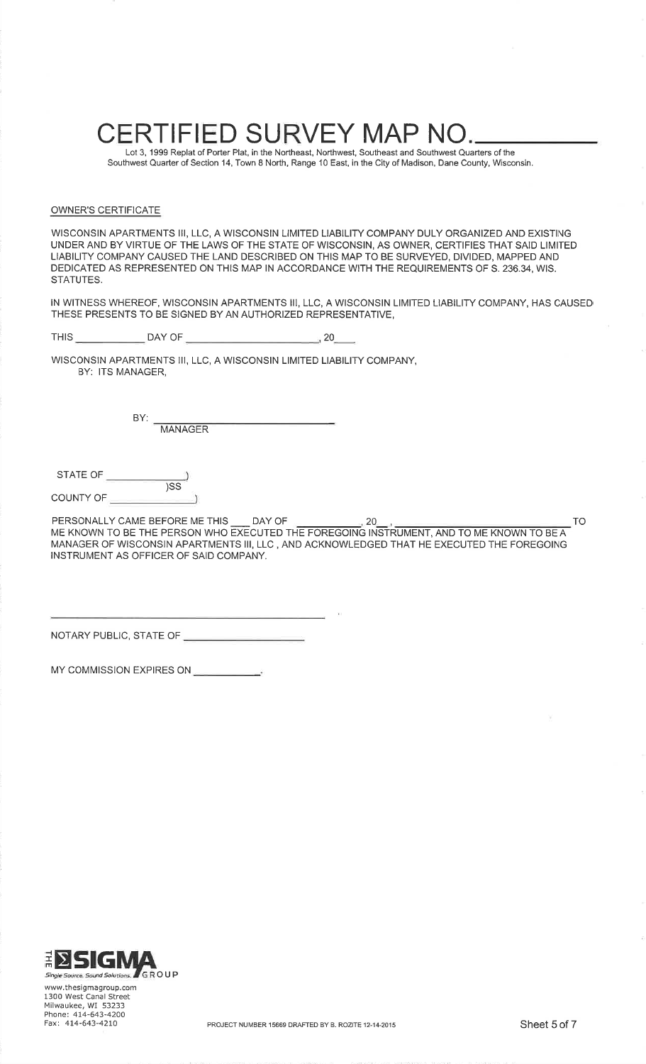# CERTIFIED SURVEY MAP NO.________

Lot 3, 1999 Replat of Porter Plat, in the Northeast, Northwest, Southeast and Southwest Quarters of the Southwest Quarter of Section 14, Town 8 North, Range 10 East, in the City of Madison, Dane County, Wisconsin.

OWNER'S CERTIFICATE

WISCONSIN APARTMENTS III, LLC, A WISCONSIN LIMITED LIABILITY COMPANY DULY ORGANIZED AND EXISTING UNDER AND BY VIRTUE OF THE LAWS OF THE STATE OF WISCONSIN, AS OWNER, CERTIFIES THAT SAID LIMITED LIABILITY COMPANY CAUSED THE LAND DESCRIBED ON THIS MAP TO BE SURVEYED, DIVIDED, MAPPED AND DEDICATED AS REPRESENTED ON THIS MAP IN ACCORDANCE WITH THE REQUIREMENTS OF S. 236.34, WIS. STATUTES.

IN WITNESS WHEREOF, WISCONSIN APARTMENTS III, LLC, A WISCONSIN LIMITED LIABILITY COMPANY, HAS CAUSED THESE PRESENTS TO BE SIGNED BY AN AUTHORIZED REPRESENTATIVE,

THIS __________ DAY OF ____________________, 20___

WISCONSIN APARTMENTS III, LLC, A WISCONSIN LIMITED LIABILITY COMPANY,
BY: ITS MANAGER,

BY: ____________________________
MANAGER

STATE OF ____________)
)SS
COUNTY OF ____________)

PERSONALLY CAME BEFORE ME THIS ___ DAY OF __________, 20__, ____________________________ TO ME KNOWN TO BE THE PERSON WHO EXECUTED THE FOREGOING INSTRUMENT, AND TO ME KNOWN TO BE A MANAGER OF WISCONSIN APARTMENTS III, LLC , AND ACKNOWLEDGED THAT HE EXECUTED THE FOREGOING INSTRUMENT AS OFFICER OF SAID COMPANY.

____________________________________________

NOTARY PUBLIC, STATE OF ____________________

MY COMMISSION EXPIRES ON __________.

THE SIGMA GROUP
Single Source. Sound Solutions.
www.thesigmagroup.com
1300 West Canal Street
Milwaukee, WI 53233
Phone: 414-643-4200
Fax: 414-643-4210

PROJECT NUMBER 15669 DRAFTED BY B. ROZITE 12-14-2015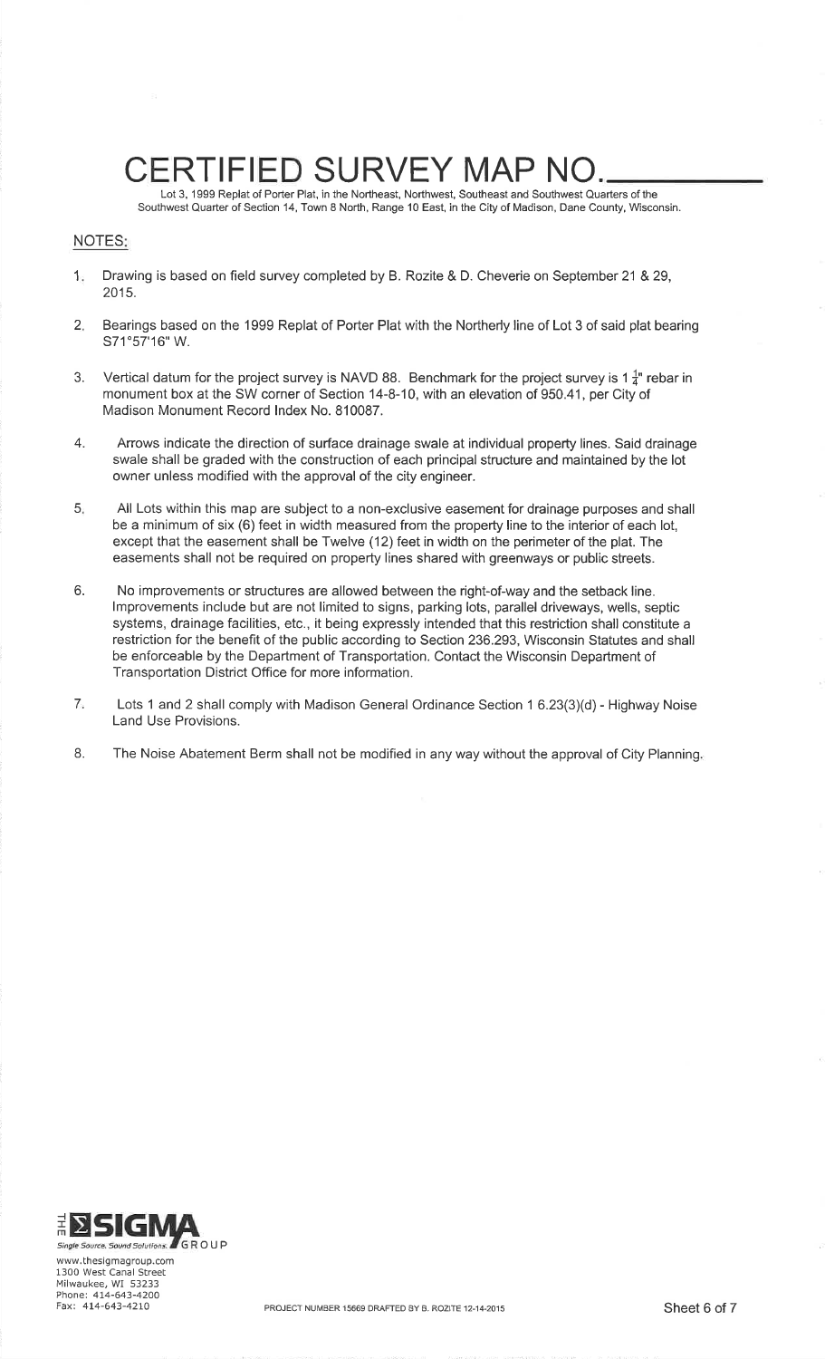# CERTIFIED SURVEY MAP NO.________

Lot 3, 1999 Replat of Porter Plat, in the Northeast, Northwest, Southeast and Southwest Quarters of the Southwest Quarter of Section 14, Town 8 North, Range 10 East, in the City of Madison, Dane County, Wisconsin.

## NOTES:

1. Drawing is based on field survey completed by B. Rozite & D. Cheverie on September 21 & 29, 2015.

2. Bearings based on the 1999 Replat of Porter Plat with the Northerly line of Lot 3 of said plat bearing S71°57'16" W.

3. Vertical datum for the project survey is NAVD 88. Benchmark for the project survey is 1 $\frac{1}{4}$" rebar in monument box at the SW corner of Section 14-8-10, with an elevation of 950.41, per City of Madison Monument Record Index No. 810087.

4. Arrows indicate the direction of surface drainage swale at individual property lines. Said drainage swale shall be graded with the construction of each principal structure and maintained by the lot owner unless modified with the approval of the city engineer.

5. All Lots within this map are subject to a non-exclusive easement for drainage purposes and shall be a minimum of six (6) feet in width measured from the property line to the interior of each lot, except that the easement shall be Twelve (12) feet in width on the perimeter of the plat. The easements shall not be required on property lines shared with greenways or public streets.

6. No improvements or structures are allowed between the right-of-way and the setback line. Improvements include but are not limited to signs, parking lots, parallel driveways, wells, septic systems, drainage facilities, etc., it being expressly intended that this restriction shall constitute a restriction for the benefit of the public according to Section 236.293, Wisconsin Statutes and shall be enforceable by the Department of Transportation. Contact the Wisconsin Department of Transportation District Office for more information.

7. Lots 1 and 2 shall comply with Madison General Ordinance Section 1 6.23(3)(d) - Highway Noise Land Use Provisions.

8. The Noise Abatement Berm shall not be modified in any way without the approval of City Planning.

THE SIGMA GROUP
Single Source. Sound Solutions.
www.thesigmagroup.com
1300 West Canal Street
Milwaukee, WI 53233
Phone: 414-643-4200
Fax: 414-643-4210

PROJECT NUMBER 15669 DRAFTED BY B. ROZITE 12-14-2015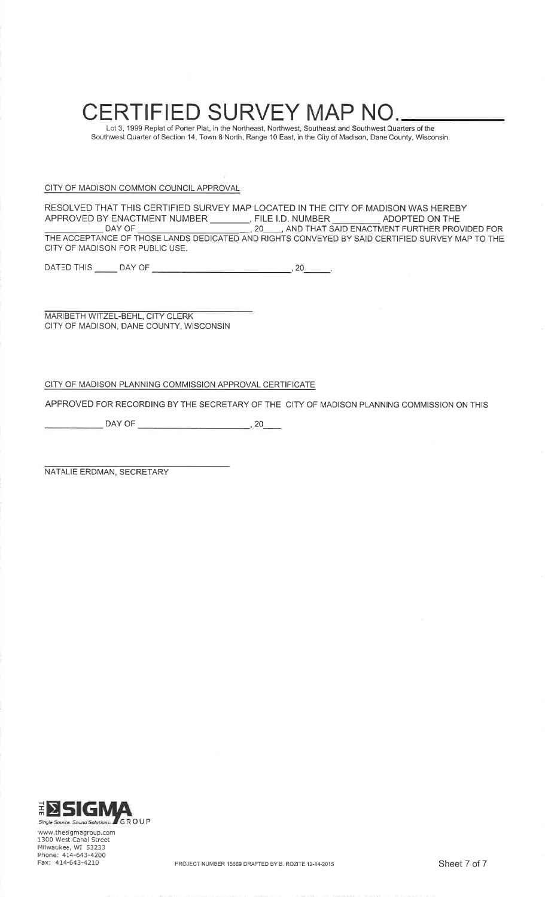# CERTIFIED SURVEY MAP NO.\_\_\_\_\_\_\_\_

Lot 3, 1999 Replat of Porter Plat, in the Northeast, Northwest, Southeast and Southwest Quarters of the Southwest Quarter of Section 14, Town 8 North, Range 10 East, in the City of Madison, Dane County, Wisconsin.

CITY OF MADISON COMMON COUNCIL APPROVAL

RESOLVED THAT THIS CERTIFIED SURVEY MAP LOCATED IN THE CITY OF MADISON WAS HEREBY APPROVED BY ENACTMENT NUMBER ________, FILE I.D. NUMBER _________ ADOPTED ON THE ___________ DAY OF _______________________, 20____, AND THAT SAID ENACTMENT FURTHER PROVIDED FOR THE ACCEPTANCE OF THOSE LANDS DEDICATED AND RIGHTS CONVEYED BY SAID CERTIFIED SURVEY MAP TO THE CITY OF MADISON FOR PUBLIC USE.

DATED THIS _____ DAY OF _____________________________, 20______.

\_\_\_\_\_\_\_\_\_\_\_\_\_\_\_\_\_\_\_\_\_\_\_\_\_\_\_\_\_\_\_\_

MARIBETH WITZEL-BEHL, CITY CLERK
CITY OF MADISON, DANE COUNTY, WISCONSIN

CITY OF MADISON PLANNING COMMISSION APPROVAL CERTIFICATE

APPROVED FOR RECORDING BY THE SECRETARY OF THE CITY OF MADISON PLANNING COMMISSION ON THIS

___________ DAY OF ________________________, 20____

\_\_\_\_\_\_\_\_\_\_\_\_\_\_\_\_\_\_\_\_\_\_\_\_\_\_\_\_\_\_\_\_

NATALIE ERDMAN, SECRETARY

THE SIGMA GROUP
Single Source. Sound Solutions.

www.thesigmagroup.com
1300 West Canal Street
Milwaukee, WI 53233
Phone: 414-643-4200
Fax: 414-643-4210

PROJECT NUMBER 15669 DRAFTED BY B. ROZITE 12-14-2015